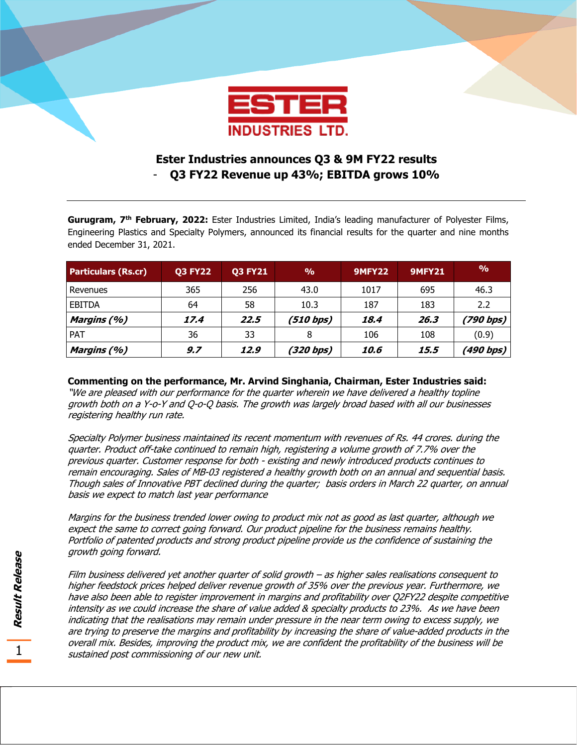ESTER INDUSTRIES LTD.

# Ester Industries announces Q3 & 9M FY22 results

## - Q3 FY22 Revenue up 43%; EBITDA grows 10%

**Gurugram, 7th February, 2022:** Ester Industries Limited, India's leading manufacturer of Polyester Films, Engineering Plastics and Specialty Polymers, announced its financial results for the quarter and nine months ended December 31, 2021.

| Particulars (Rs.cr) | Q3 FY22 | Q3 FY21 | % | 9MFY22 | 9MFY21 | % |
|---|---|---|---|---|---|---|
| Revenues | 365 | 256 | 43.0 | 1017 | 695 | 46.3 |
| EBITDA | 64 | 58 | 10.3 | 187 | 183 | 2.2 |
| ***Margins (%)*** | ***17.4*** | ***22.5*** | ***(510 bps)*** | ***18.4*** | ***26.3*** | ***(790 bps)*** |
| PAT | 36 | 33 | 8 | 106 | 108 | (0.9) |
| ***Margins (%)*** | ***9.7*** | ***12.9*** | ***(320 bps)*** | ***10.6*** | ***15.5*** | ***(490 bps)*** |

**Commenting on the performance, Mr. Arvind Singhania, Chairman, Ester Industries said:**
*"We are pleased with our performance for the quarter wherein we have delivered a healthy topline growth both on a Y-o-Y and Q-o-Q basis. The growth was largely broad based with all our businesses registering healthy run rate.*

*Specialty Polymer business maintained its recent momentum with revenues of Rs. 44 crores. during the quarter. Product off-take continued to remain high, registering a volume growth of 7.7% over the previous quarter. Customer response for both - existing and newly introduced products continues to remain encouraging. Sales of MB-03 registered a healthy growth both on an annual and sequential basis. Though sales of Innovative PBT declined during the quarter; basis orders in March 22 quarter, on annual basis we expect to match last year performance*

*Margins for the business trended lower owing to product mix not as good as last quarter, although we expect the same to correct going forward. Our product pipeline for the business remains healthy. Portfolio of patented products and strong product pipeline provide us the confidence of sustaining the growth going forward.*

*Film business delivered yet another quarter of solid growth – as higher sales realisations consequent to higher feedstock prices helped deliver revenue growth of 35% over the previous year. Furthermore, we have also been able to register improvement in margins and profitability over Q2FY22 despite competitive intensity as we could increase the share of value added & specialty products to 23%. As we have been indicating that the realisations may remain under pressure in the near term owing to excess supply, we are trying to preserve the margins and profitability by increasing the share of value-added products in the overall mix. Besides, improving the product mix, we are confident the profitability of the business will be sustained post commissioning of our new unit.*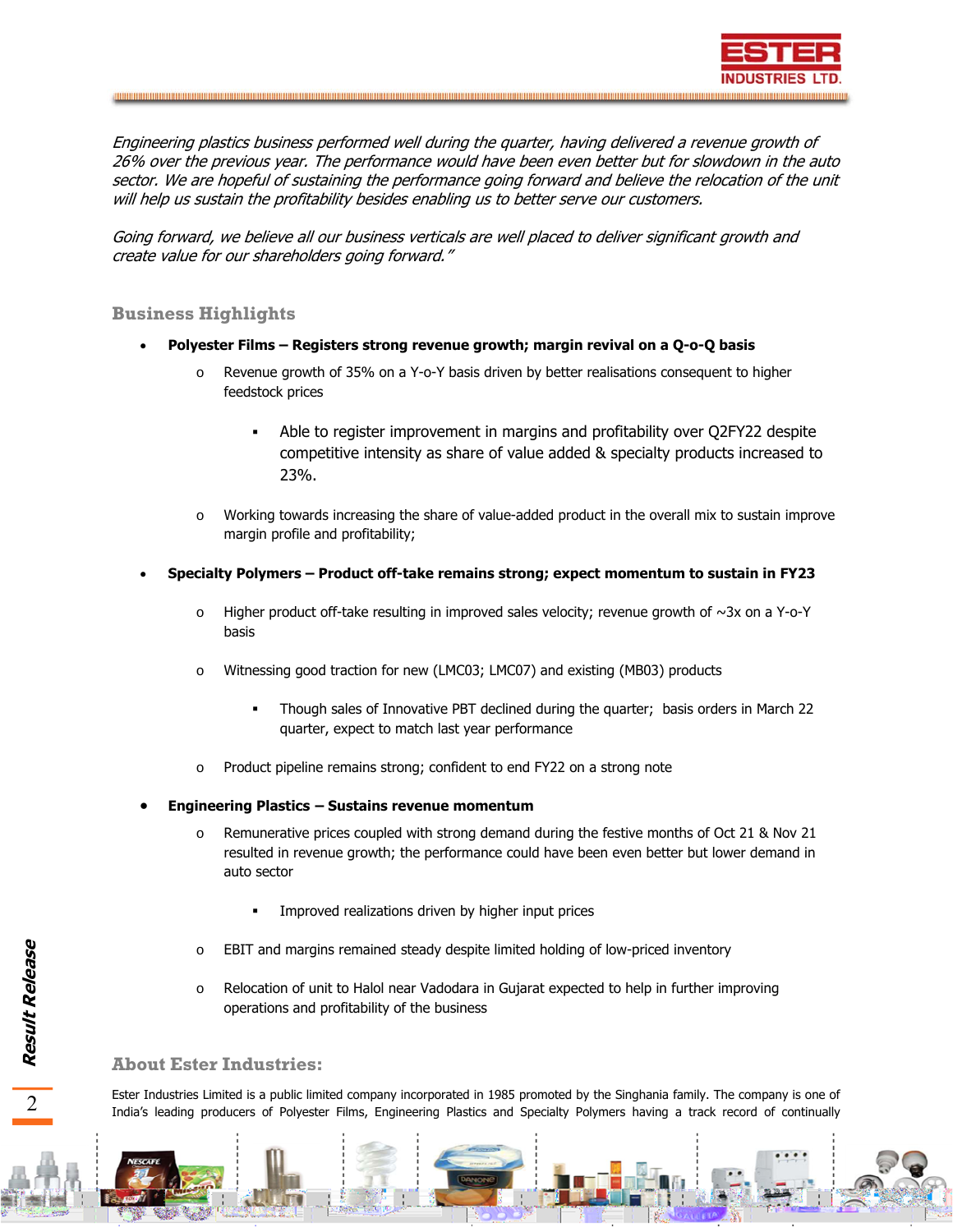*Engineering plastics business performed well during the quarter, having delivered a revenue growth of 26% over the previous year. The performance would have been even better but for slowdown in the auto sector. We are hopeful of sustaining the performance going forward and believe the relocation of the unit will help us sustain the profitability besides enabling us to better serve our customers.*

*Going forward, we believe all our business verticals are well placed to deliver significant growth and create value for our shareholders going forward."*

## Business Highlights

- **Polyester Films – Registers strong revenue growth; margin revival on a Q-o-Q basis**
  - Revenue growth of 35% on a Y-o-Y basis driven by better realisations consequent to higher feedstock prices
    - Able to register improvement in margins and profitability over Q2FY22 despite competitive intensity as share of value added & specialty products increased to 23%.
  - Working towards increasing the share of value-added product in the overall mix to sustain improve margin profile and profitability;

- **Specialty Polymers – Product off-take remains strong; expect momentum to sustain in FY23**
  - Higher product off-take resulting in improved sales velocity; revenue growth of ~3x on a Y-o-Y basis
  - Witnessing good traction for new (LMC03; LMC07) and existing (MB03) products
    - Though sales of Innovative PBT declined during the quarter; basis orders in March 22 quarter, expect to match last year performance
  - Product pipeline remains strong; confident to end FY22 on a strong note

- **Engineering Plastics – Sustains revenue momentum**
  - Remunerative prices coupled with strong demand during the festive months of Oct 21 & Nov 21 resulted in revenue growth; the performance could have been even better but lower demand in auto sector
    - Improved realizations driven by higher input prices
  - EBIT and margins remained steady despite limited holding of low-priced inventory
  - Relocation of unit to Halol near Vadodara in Gujarat expected to help in further improving operations and profitability of the business

## About Ester Industries:

Ester Industries Limited is a public limited company incorporated in 1985 promoted by the Singhania family. The company is one of India's leading producers of Polyester Films, Engineering Plastics and Specialty Polymers having a track record of continually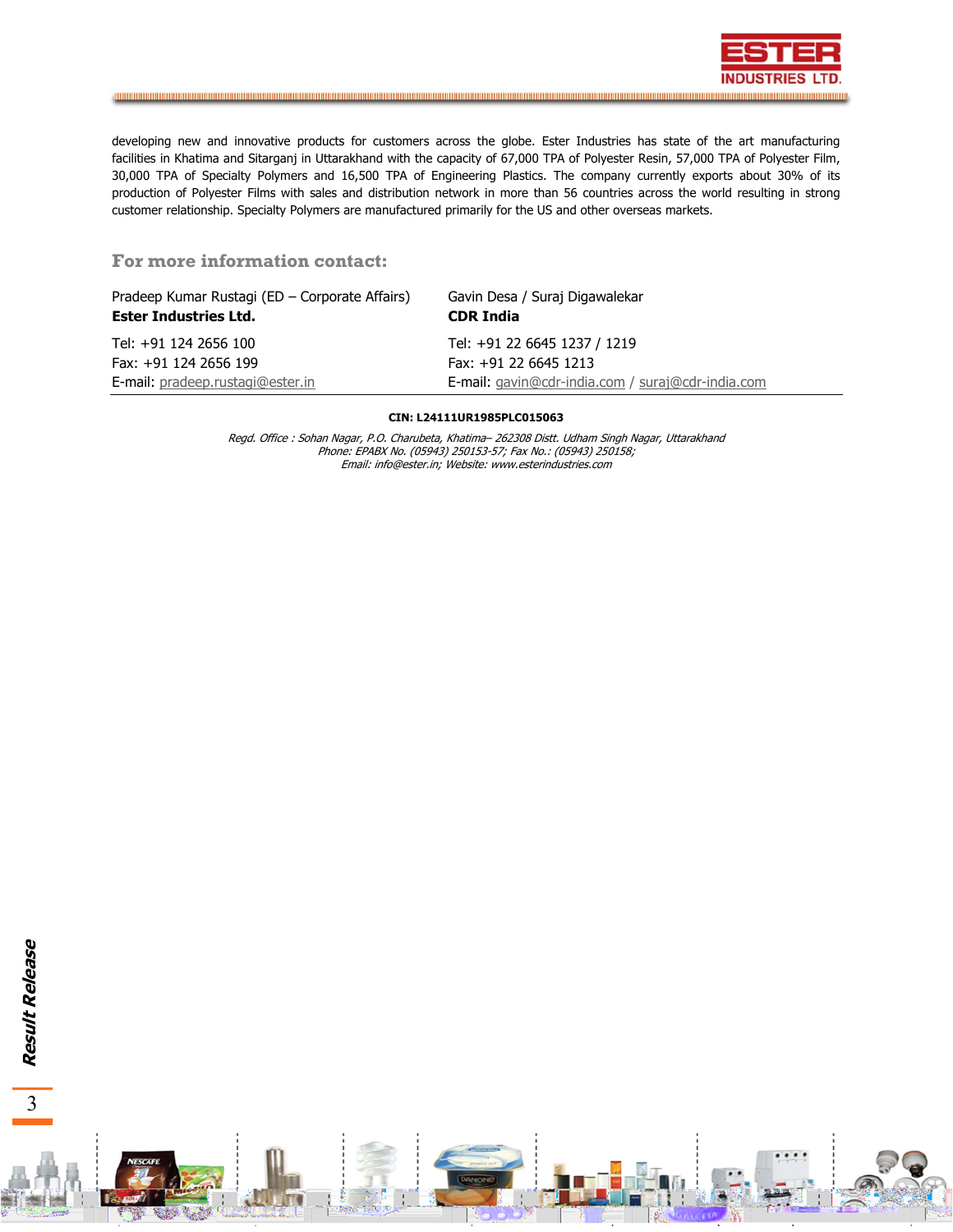developing new and innovative products for customers across the globe. Ester Industries has state of the art manufacturing facilities in Khatima and Sitarganj in Uttarakhand with the capacity of 67,000 TPA of Polyester Resin, 57,000 TPA of Polyester Film, 30,000 TPA of Specialty Polymers and 16,500 TPA of Engineering Plastics. The company currently exports about 30% of its production of Polyester Films with sales and distribution network in more than 56 countries across the world resulting in strong customer relationship. Specialty Polymers are manufactured primarily for the US and other overseas markets.

## For more information contact:

Pradeep Kumar Rustagi (ED – Corporate Affairs)
**Ester Industries Ltd.**

Tel: +91 124 2656 100
Fax: +91 124 2656 199
E-mail: pradeep.rustagi@ester.in

Gavin Desa / Suraj Digawalekar
**CDR India**

Tel: +91 22 6645 1237 / 1219
Fax: +91 22 6645 1213
E-mail: gavin@cdr-india.com / suraj@cdr-india.com

**CIN: L24111UR1985PLC015063**

*Regd. Office : Sohan Nagar, P.O. Charubeta, Khatima– 262308 Distt. Udham Singh Nagar, Uttarakhand*
*Phone: EPABX No. (05943) 250153-57; Fax No.: (05943) 250158;*
*Email: info@ester.in; Website: www.esterindustries.com*